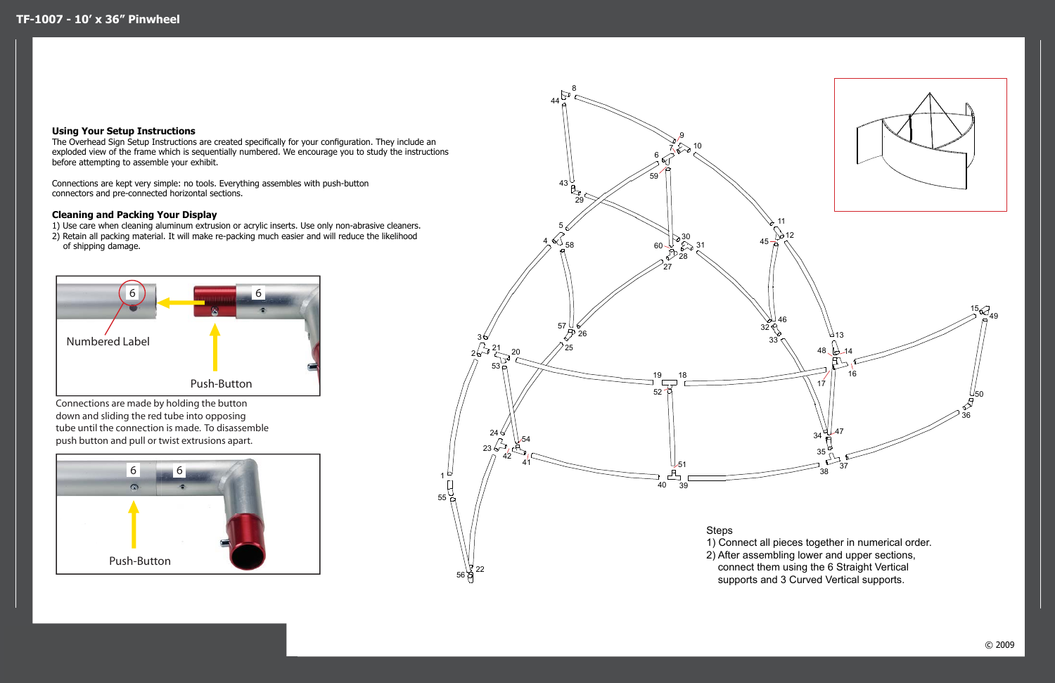# TF-1007 - 10' x 36" Pinwheel

### Using Your Setup Instructions

The Overhead Sign Setup Instructions are created specifically for your configuration. They include an exploded view of the frame which is sequentially numbered. We encourage you to study the instructions before attempting to assemble your exhibit.

Connections are kept very simple: no tools. Everything assembles with push-button connectors and pre-connected horizontal sections.

### Cleaning and Packing Your Display

1) Use care when cleaning aluminum extrusion or acrylic inserts. Use only non-abrasive cleaners.
2) Retain all packing material. It will make re-packing much easier and will reduce the likelihood of shipping damage.

Connections are made by holding the button down and sliding the red tube into opposing tube until the connection is made. To disassemble push button and pull or twist extrusions apart.

Steps

1) Connect all pieces together in numerical order.
2) After assembling lower and upper sections, connect them using the 6 Straight Vertical supports and 3 Curved Vertical supports.

© 2009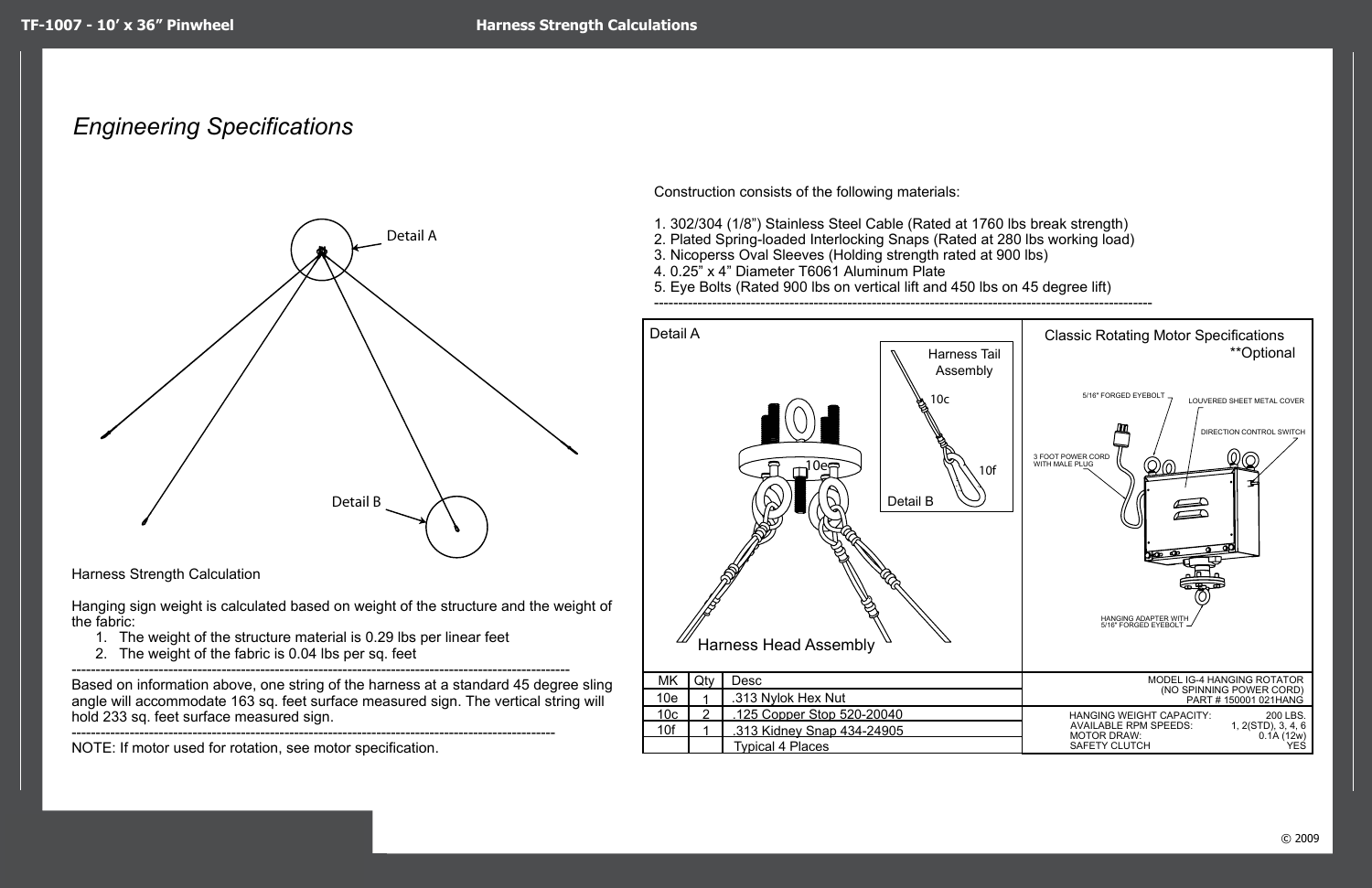# Engineering Specifications

Detail A

Detail B

Harness Strength Calculation

Hanging sign weight is calculated based on weight of the structure and the weight of the fabric:

1. The weight of the structure material is 0.29 lbs per linear feet
2. The weight of the fabric is 0.04 lbs per sq. feet

---

Based on information above, one string of the harness at a standard 45 degree sling angle will accommodate 163 sq. feet surface measured sign. The vertical string will hold 233 sq. feet surface measured sign.

---

NOTE: If motor used for rotation, see motor specification.

Construction consists of the following materials:

1. 302/304 (1/8") Stainless Steel Cable (Rated at 1760 lbs break strength)
2. Plated Spring-loaded Interlocking Snaps (Rated at 280 lbs working load)
3. Nicoperss Oval Sleeves (Holding strength rated at 900 lbs)
4. 0.25" x 4" Diameter T6061 Aluminum Plate
5. Eye Bolts (Rated 900 lbs on vertical lift and 450 lbs on 45 degree lift)

---

Detail A

Harness Tail Assembly

10c

10e

10f

Detail B

Harness Head Assembly

| MK | Qty | Desc |
|---|---|---|
| 10e | 1 | .313 Nylok Hex Nut |
| 10c | 2 | .125 Copper Stop 520-20040 |
| 10f | 1 | .313 Kidney Snap 434-24905 |
| | | Typical 4 Places |

Classic Rotating Motor Specifications
**Optional

5/16" FORGED EYEBOLT

LOUVERED SHEET METAL COVER

DIRECTION CONTROL SWITCH

3 FOOT POWER CORD WITH MALE PLUG

HANGING ADAPTER WITH 5/16" FORGED EYEBOLT

MODEL IG-4 HANGING ROTATOR
(NO SPINNING POWER CORD)
PART # 150001 021HANG

| | |
|---|---|
| HANGING WEIGHT CAPACITY: | 200 LBS. |
| AVAILABLE RPM SPEEDS: | 1, 2(STD), 3, 4, 6 |
| MOTOR DRAW: | 0.1A (12w) |
| SAFETY CLUTCH | YES |

© 2009